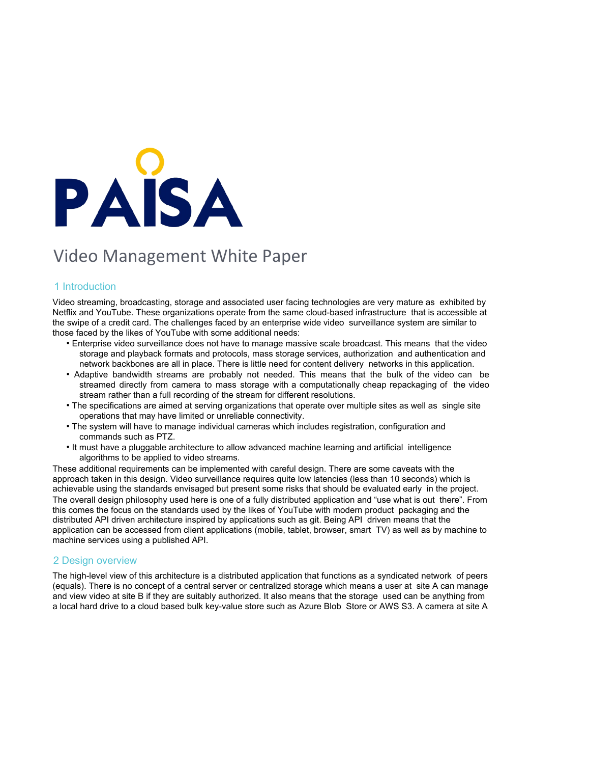# PAISA

## Video Management White Paper

### 1 Introduction

Video streaming, broadcasting, storage and associated user facing technologies are very mature as exhibited by Netflix and YouTube. These organizations operate from the same cloud-based infrastructure that is accessible at the swipe of a credit card. The challenges faced by an enterprise wide video surveillance system are similar to those faced by the likes of YouTube with some additional needs:

- Enterprise video surveillance does not have to manage massive scale broadcast. This means that the video storage and playback formats and protocols, mass storage services, authorization and authentication and network backbones are all in place. There is little need for content delivery networks in this application.
- Adaptive bandwidth streams are probably not needed. This means that the bulk of the video can be streamed directly from camera to mass storage with a computationally cheap repackaging of the video stream rather than a full recording of the stream for different resolutions.
- The specifications are aimed at serving organizations that operate over multiple sites as well as single site operations that may have limited or unreliable connectivity.
- The system will have to manage individual cameras which includes registration, configuration and commands such as PTZ.
- It must have a pluggable architecture to allow advanced machine learning and artificial intelligence algorithms to be applied to video streams.

These additional requirements can be implemented with careful design. There are some caveats with the approach taken in this design. Video surveillance requires quite low latencies (less than 10 seconds) which is achievable using the standards envisaged but present some risks that should be evaluated early in the project. The overall design philosophy used here is one of a fully distributed application and "use what is out there". From this comes the focus on the standards used by the likes of YouTube with modern product packaging and the distributed API driven architecture inspired by applications such as git. Being API driven means that the application can be accessed from client applications (mobile, tablet, browser, smart TV) as well as by machine to machine services using a published API.

### 2 Design overview

The high-level view of this architecture is a distributed application that functions as a syndicated network of peers (equals). There is no concept of a central server or centralized storage which means a user at site A can manage and view video at site B if they are suitably authorized. It also means that the storage used can be anything from a local hard drive to a cloud based bulk key-value store such as Azure Blob Store or AWS S3. A camera at site A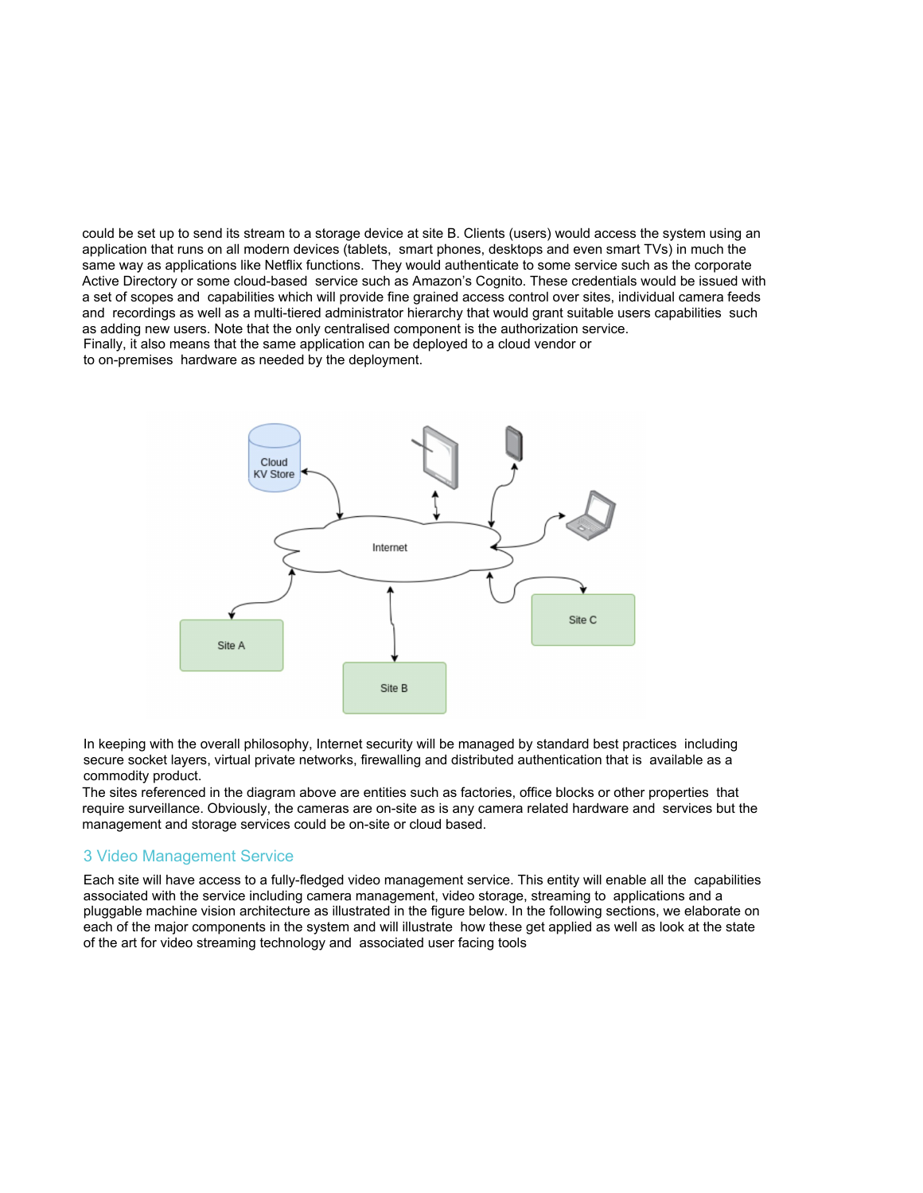could be set up to send its stream to a storage device at site B. Clients (users) would access the system using an application that runs on all modern devices (tablets, smart phones, desktops and even smart TVs) in much the same way as applications like Netflix functions. They would authenticate to some service such as the corporate Active Directory or some cloud-based service such as Amazon's Cognito. These credentials would be issued with a set of scopes and capabilities which will provide fine grained access control over sites, individual camera feeds and recordings as well as a multi-tiered administrator hierarchy that would grant suitable users capabilities such as adding new users. Note that the only centralised component is the authorization service.
Finally, it also means that the same application can be deployed to a cloud vendor or to on-premises hardware as needed by the deployment.

In keeping with the overall philosophy, Internet security will be managed by standard best practices including secure socket layers, virtual private networks, firewalling and distributed authentication that is available as a commodity product.
The sites referenced in the diagram above are entities such as factories, office blocks or other properties that require surveillance. Obviously, the cameras are on-site as is any camera related hardware and services but the management and storage services could be on-site or cloud based.

## 3 Video Management Service

Each site will have access to a fully-fledged video management service. This entity will enable all the capabilities associated with the service including camera management, video storage, streaming to applications and a pluggable machine vision architecture as illustrated in the figure below. In the following sections, we elaborate on each of the major components in the system and will illustrate how these get applied as well as look at the state of the art for video streaming technology and associated user facing tools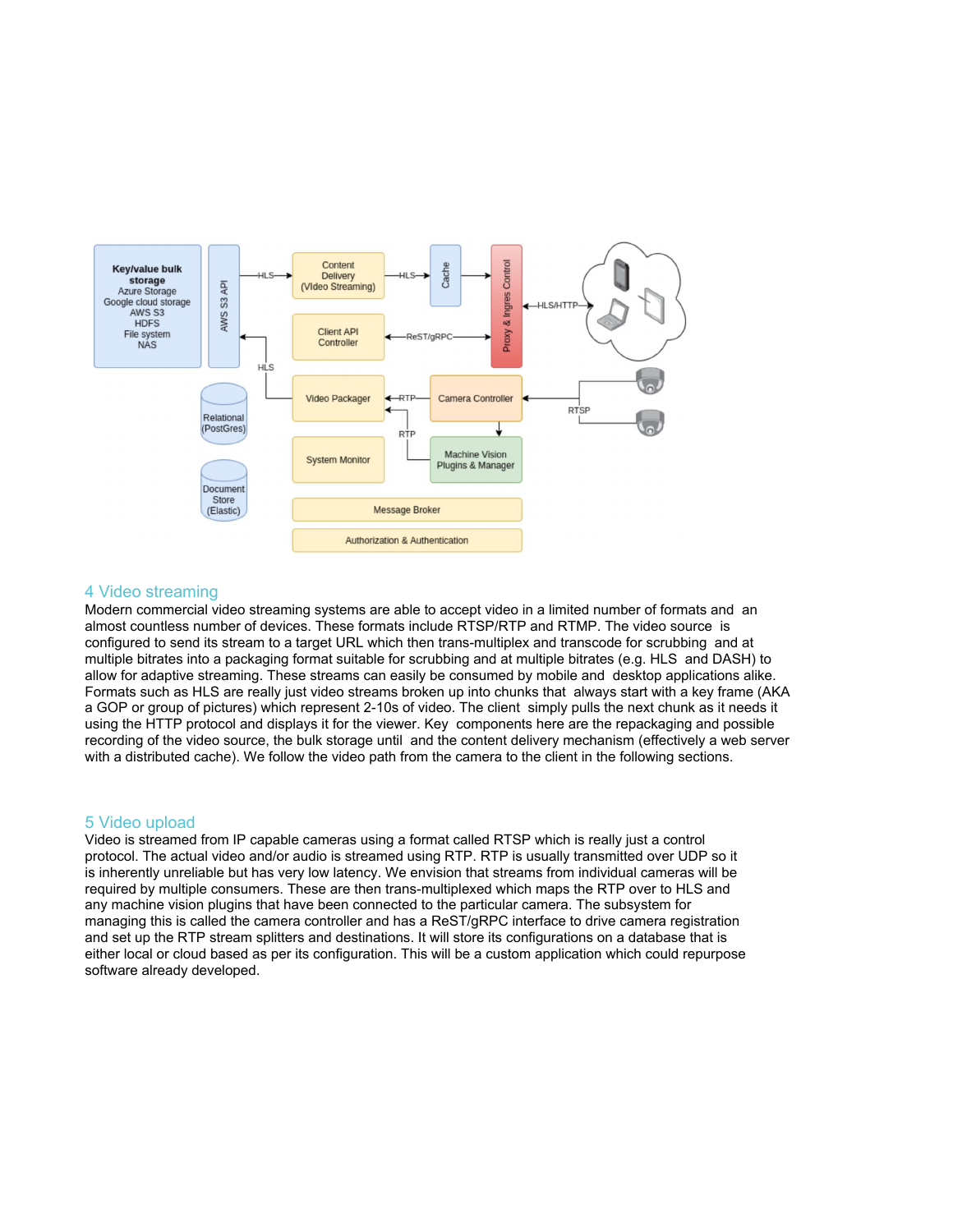## 4 Video streaming

Modern commercial video streaming systems are able to accept video in a limited number of formats and an almost countless number of devices. These formats include RTSP/RTP and RTMP. The video source is configured to send its stream to a target URL which then trans-multiplex and transcode for scrubbing and at multiple bitrates into a packaging format suitable for scrubbing and at multiple bitrates (e.g. HLS and DASH) to allow for adaptive streaming. These streams can easily be consumed by mobile and desktop applications alike. Formats such as HLS are really just video streams broken up into chunks that always start with a key frame (AKA a GOP or group of pictures) which represent 2-10s of video. The client simply pulls the next chunk as it needs it using the HTTP protocol and displays it for the viewer. Key components here are the repackaging and possible recording of the video source, the bulk storage until and the content delivery mechanism (effectively a web server with a distributed cache). We follow the video path from the camera to the client in the following sections.

## 5 Video upload

Video is streamed from IP capable cameras using a format called RTSP which is really just a control protocol. The actual video and/or audio is streamed using RTP. RTP is usually transmitted over UDP so it is inherently unreliable but has very low latency. We envision that streams from individual cameras will be required by multiple consumers. These are then trans-multiplexed which maps the RTP over to HLS and any machine vision plugins that have been connected to the particular camera. The subsystem for managing this is called the camera controller and has a ReST/gRPC interface to drive camera registration and set up the RTP stream splitters and destinations. It will store its configurations on a database that is either local or cloud based as per its configuration. This will be a custom application which could repurpose software already developed.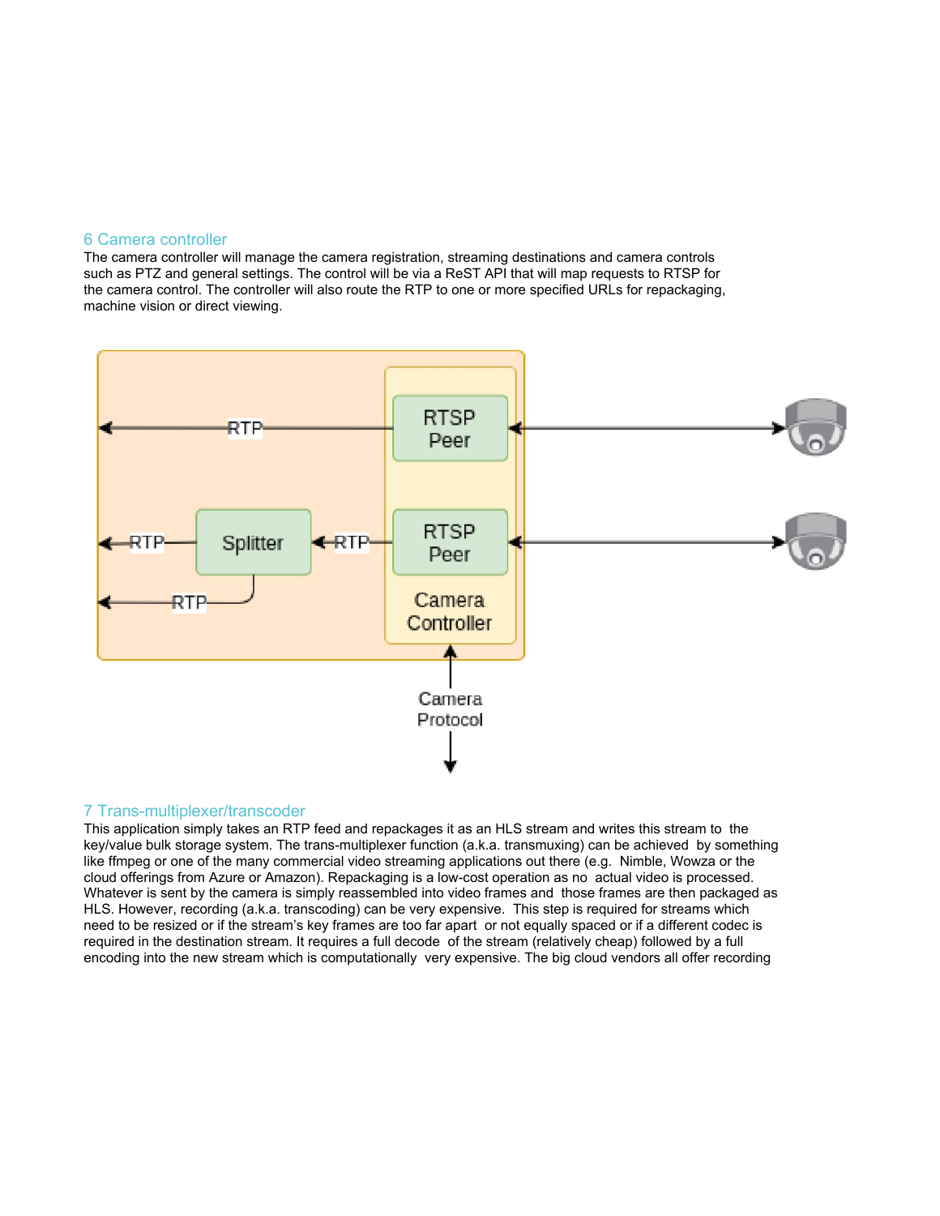## 6 Camera controller

The camera controller will manage the camera registration, streaming destinations and camera controls such as PTZ and general settings. The control will be via a ReST API that will map requests to RTSP for the camera control. The controller will also route the RTP to one or more specified URLs for repackaging, machine vision or direct viewing.

## 7 Trans-multiplexer/transcoder

This application simply takes an RTP feed and repackages it as an HLS stream and writes this stream to the key/value bulk storage system. The trans-multiplexer function (a.k.a. transmuxing) can be achieved by something like ffmpeg or one of the many commercial video streaming applications out there (e.g. Nimble, Wowza or the cloud offerings from Azure or Amazon). Repackaging is a low-cost operation as no actual video is processed. Whatever is sent by the camera is simply reassembled into video frames and those frames are then packaged as HLS. However, recording (a.k.a. transcoding) can be very expensive. This step is required for streams which need to be resized or if the stream's key frames are too far apart or not equally spaced or if a different codec is required in the destination stream. It requires a full decode of the stream (relatively cheap) followed by a full encoding into the new stream which is computationally very expensive. The big cloud vendors all offer recording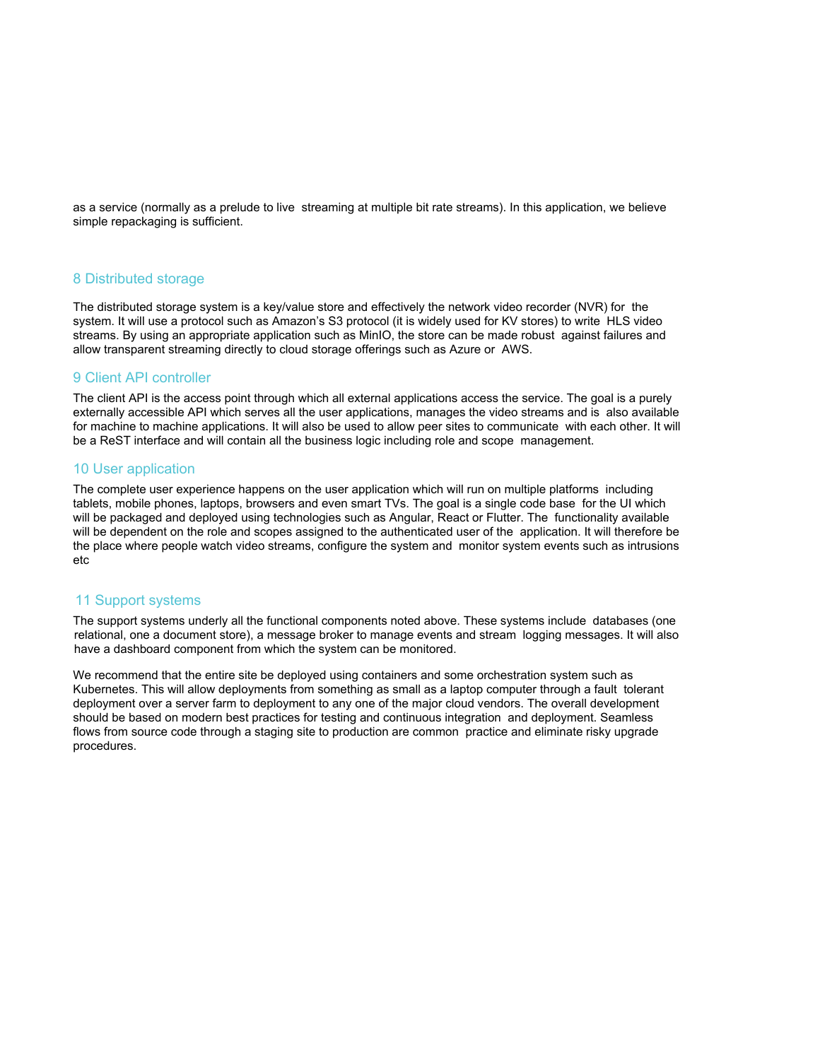as a service (normally as a prelude to live streaming at multiple bit rate streams). In this application, we believe simple repackaging is sufficient.

## 8 Distributed storage

The distributed storage system is a key/value store and effectively the network video recorder (NVR) for the system. It will use a protocol such as Amazon's S3 protocol (it is widely used for KV stores) to write HLS video streams. By using an appropriate application such as MinIO, the store can be made robust against failures and allow transparent streaming directly to cloud storage offerings such as Azure or AWS.

## 9 Client API controller

The client API is the access point through which all external applications access the service. The goal is a purely externally accessible API which serves all the user applications, manages the video streams and is also available for machine to machine applications. It will also be used to allow peer sites to communicate with each other. It will be a ReST interface and will contain all the business logic including role and scope management.

## 10 User application

The complete user experience happens on the user application which will run on multiple platforms including tablets, mobile phones, laptops, browsers and even smart TVs. The goal is a single code base for the UI which will be packaged and deployed using technologies such as Angular, React or Flutter. The functionality available will be dependent on the role and scopes assigned to the authenticated user of the application. It will therefore be the place where people watch video streams, configure the system and monitor system events such as intrusions etc

## 11 Support systems

The support systems underly all the functional components noted above. These systems include databases (one relational, one a document store), a message broker to manage events and stream logging messages. It will also have a dashboard component from which the system can be monitored.

We recommend that the entire site be deployed using containers and some orchestration system such as Kubernetes. This will allow deployments from something as small as a laptop computer through a fault tolerant deployment over a server farm to deployment to any one of the major cloud vendors. The overall development should be based on modern best practices for testing and continuous integration and deployment. Seamless flows from source code through a staging site to production are common practice and eliminate risky upgrade procedures.